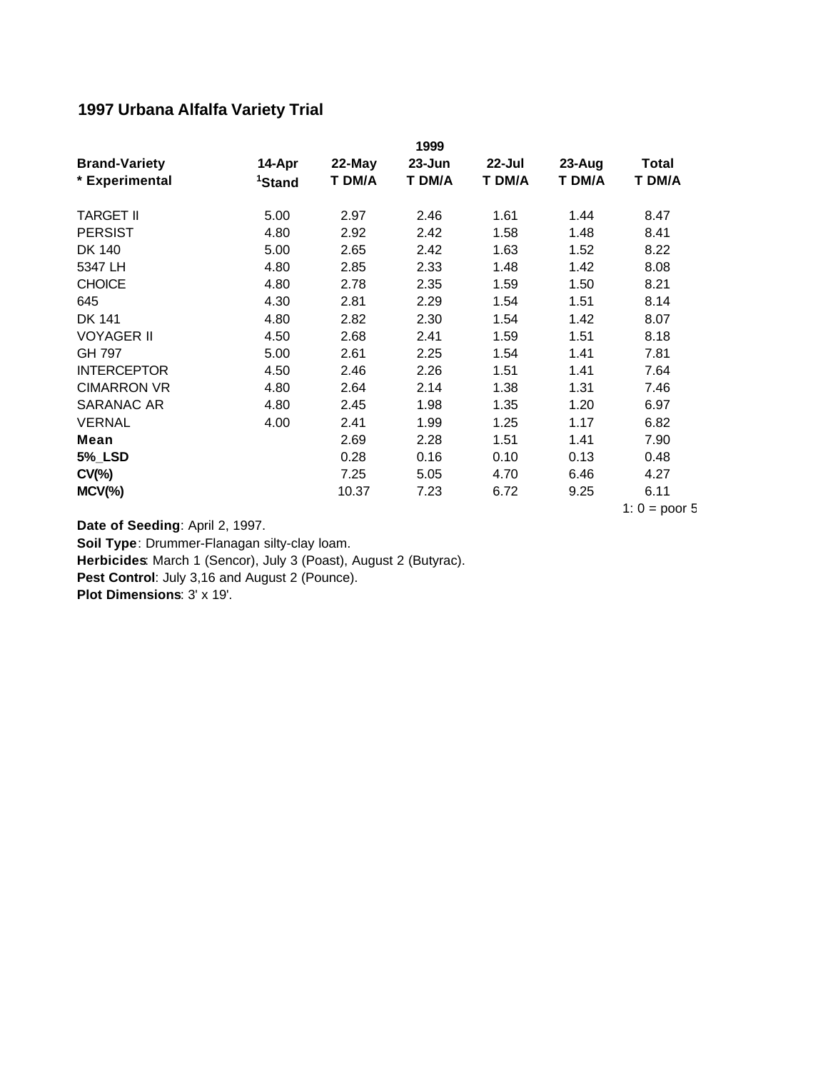# 1997 Urbana Alfalfa Variety Trial

| Brand-Variety | 14-Apr | 22-May | 1999 23-Jun | 22-Jul | 23-Aug | Total |
|---|---|---|---|---|---|---|
| * Experimental | [1]Stand | T DM/A | T DM/A | T DM/A | T DM/A | T DM/A |
| TARGET II | 5.00 | 2.97 | 2.46 | 1.61 | 1.44 | 8.47 |
| PERSIST | 4.80 | 2.92 | 2.42 | 1.58 | 1.48 | 8.41 |
| DK 140 | 5.00 | 2.65 | 2.42 | 1.63 | 1.52 | 8.22 |
| 5347 LH | 4.80 | 2.85 | 2.33 | 1.48 | 1.42 | 8.08 |
| CHOICE | 4.80 | 2.78 | 2.35 | 1.59 | 1.50 | 8.21 |
| 645 | 4.30 | 2.81 | 2.29 | 1.54 | 1.51 | 8.14 |
| DK 141 | 4.80 | 2.82 | 2.30 | 1.54 | 1.42 | 8.07 |
| VOYAGER II | 4.50 | 2.68 | 2.41 | 1.59 | 1.51 | 8.18 |
| GH 797 | 5.00 | 2.61 | 2.25 | 1.54 | 1.41 | 7.81 |
| INTERCEPTOR | 4.50 | 2.46 | 2.26 | 1.51 | 1.41 | 7.64 |
| CIMARRON VR | 4.80 | 2.64 | 2.14 | 1.38 | 1.31 | 7.46 |
| SARANAC AR | 4.80 | 2.45 | 1.98 | 1.35 | 1.20 | 6.97 |
| VERNAL | 4.00 | 2.41 | 1.99 | 1.25 | 1.17 | 6.82 |
| **Mean** | | 2.69 | 2.28 | 1.51 | 1.41 | 7.90 |
| **5%_LSD** | | 0.28 | 0.16 | 0.10 | 0.13 | 0.48 |
| **CV(%)** | | 7.25 | 5.05 | 4.70 | 6.46 | 4.27 |
| **MCV(%)** | | 10.37 | 7.23 | 6.72 | 9.25 | 6.11 |

1: 0 = poor 5

**Date of Seeding**: April 2, 1997.
**Soil Type**: Drummer-Flanagan silty-clay loam.
**Herbicides**: March 1 (Sencor), July 3 (Poast), August 2 (Butyrac).
**Pest Control**: July 3,16 and August 2 (Pounce).
**Plot Dimensions**: 3' x 19'.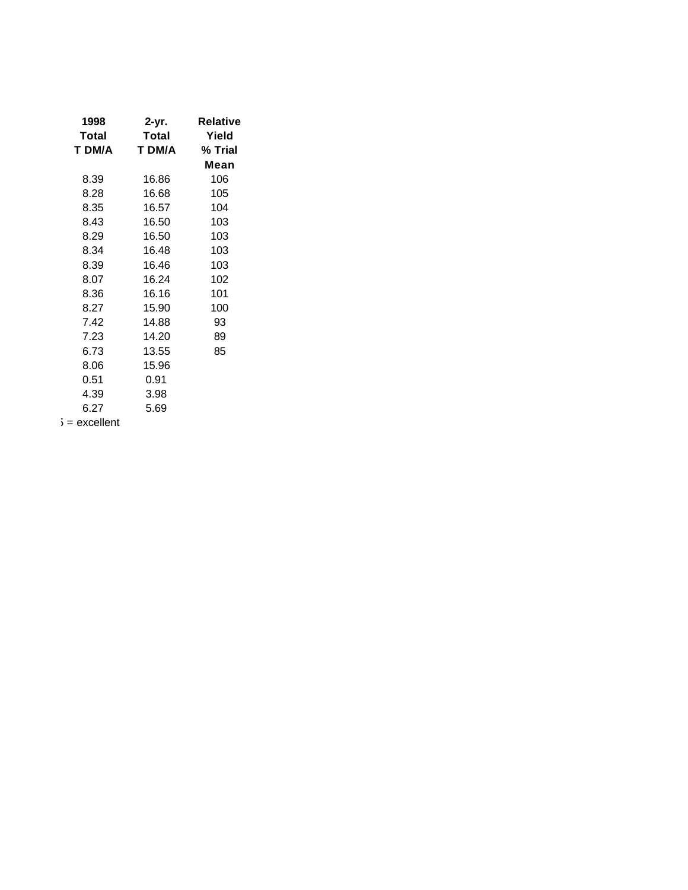| 1998 Total T DM/A | 2-yr. Total T DM/A | Relative Yield % Trial Mean |
|---|---|---|
| 8.39 | 16.86 | 106 |
| 8.28 | 16.68 | 105 |
| 8.35 | 16.57 | 104 |
| 8.43 | 16.50 | 103 |
| 8.29 | 16.50 | 103 |
| 8.34 | 16.48 | 103 |
| 8.39 | 16.46 | 103 |
| 8.07 | 16.24 | 102 |
| 8.36 | 16.16 | 101 |
| 8.27 | 15.90 | 100 |
| 7.42 | 14.88 | 93 |
| 7.23 | 14.20 | 89 |
| 6.73 | 13.55 | 85 |
| 8.06 | 15.96 | |
| 0.51 | 0.91 | |
| 4.39 | 3.98 | |
| 6.27 | 5.69 | |

5 = excellent